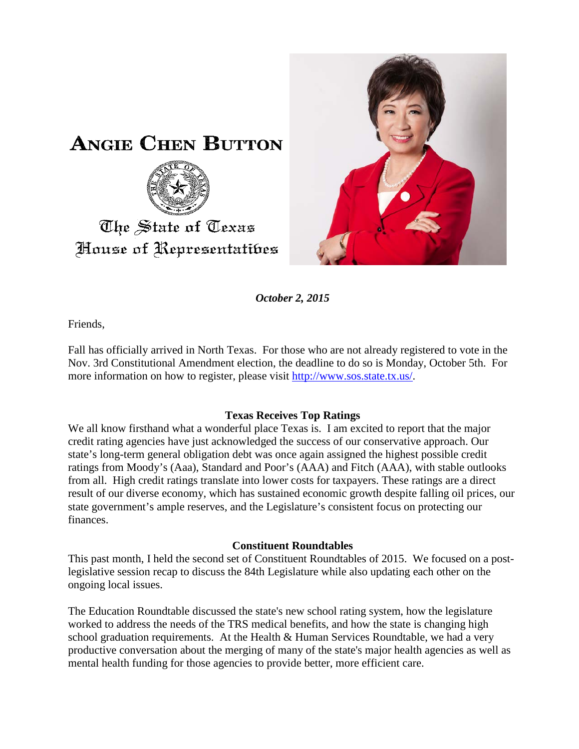# ANGIE CHEN BUTTON

The State of Texas
House of Representatives

***October 2, 2015***

Friends,

Fall has officially arrived in North Texas. For those who are not already registered to vote in the Nov. 3rd Constitutional Amendment election, the deadline to do so is Monday, October 5th. For more information on how to register, please visit http://www.sos.state.tx.us/.

## Texas Receives Top Ratings

We all know firsthand what a wonderful place Texas is. I am excited to report that the major credit rating agencies have just acknowledged the success of our conservative approach. Our state's long-term general obligation debt was once again assigned the highest possible credit ratings from Moody's (Aaa), Standard and Poor's (AAA) and Fitch (AAA), with stable outlooks from all. High credit ratings translate into lower costs for taxpayers. These ratings are a direct result of our diverse economy, which has sustained economic growth despite falling oil prices, our state government's ample reserves, and the Legislature's consistent focus on protecting our finances.

## Constituent Roundtables

This past month, I held the second set of Constituent Roundtables of 2015. We focused on a post-legislative session recap to discuss the 84th Legislature while also updating each other on the ongoing local issues.

The Education Roundtable discussed the state's new school rating system, how the legislature worked to address the needs of the TRS medical benefits, and how the state is changing high school graduation requirements. At the Health & Human Services Roundtable, we had a very productive conversation about the merging of many of the state's major health agencies as well as mental health funding for those agencies to provide better, more efficient care.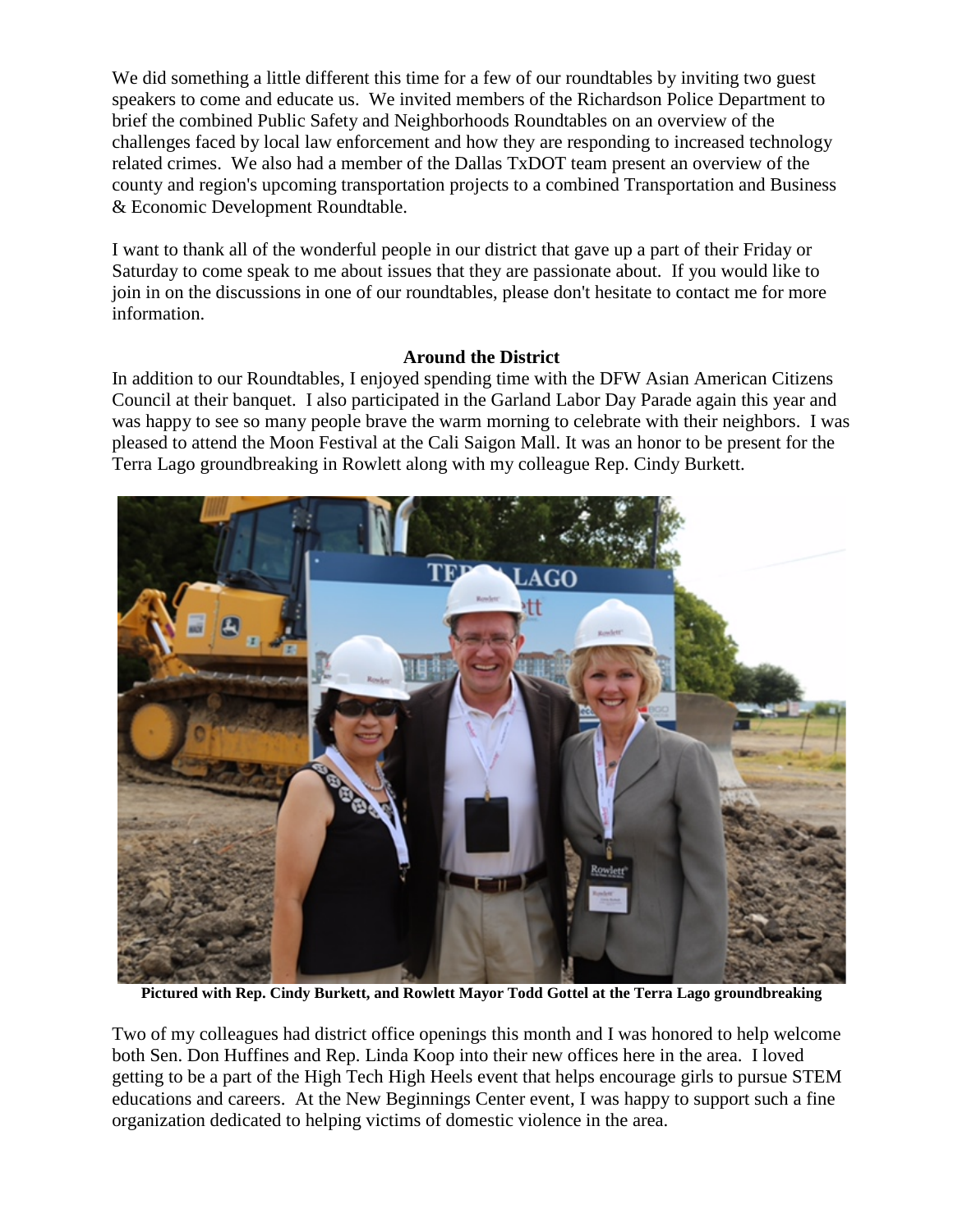We did something a little different this time for a few of our roundtables by inviting two guest speakers to come and educate us. We invited members of the Richardson Police Department to brief the combined Public Safety and Neighborhoods Roundtables on an overview of the challenges faced by local law enforcement and how they are responding to increased technology related crimes. We also had a member of the Dallas TxDOT team present an overview of the county and region's upcoming transportation projects to a combined Transportation and Business & Economic Development Roundtable.

I want to thank all of the wonderful people in our district that gave up a part of their Friday or Saturday to come speak to me about issues that they are passionate about. If you would like to join in on the discussions in one of our roundtables, please don't hesitate to contact me for more information.

**Around the District**

In addition to our Roundtables, I enjoyed spending time with the DFW Asian American Citizens Council at their banquet. I also participated in the Garland Labor Day Parade again this year and was happy to see so many people brave the warm morning to celebrate with their neighbors. I was pleased to attend the Moon Festival at the Cali Saigon Mall. It was an honor to be present for the Terra Lago groundbreaking in Rowlett along with my colleague Rep. Cindy Burkett.

**Pictured with Rep. Cindy Burkett, and Rowlett Mayor Todd Gottel at the Terra Lago groundbreaking**

Two of my colleagues had district office openings this month and I was honored to help welcome both Sen. Don Huffines and Rep. Linda Koop into their new offices here in the area. I loved getting to be a part of the High Tech High Heels event that helps encourage girls to pursue STEM educations and careers. At the New Beginnings Center event, I was happy to support such a fine organization dedicated to helping victims of domestic violence in the area.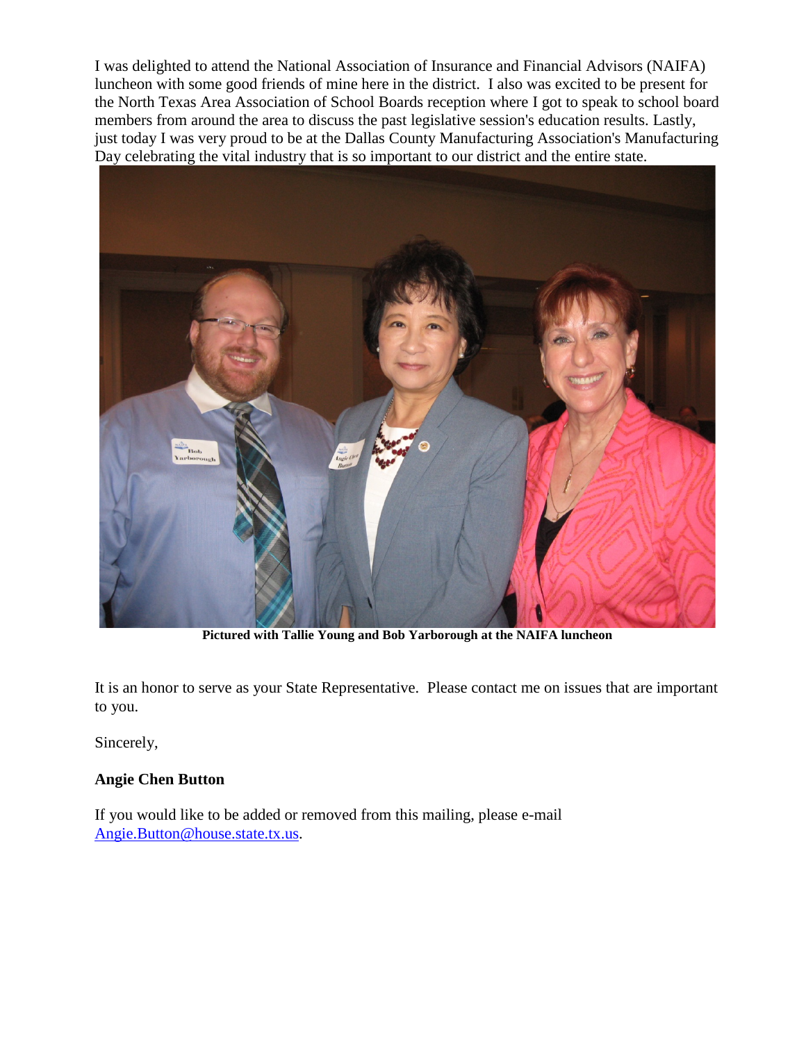I was delighted to attend the National Association of Insurance and Financial Advisors (NAIFA) luncheon with some good friends of mine here in the district. I also was excited to be present for the North Texas Area Association of School Boards reception where I got to speak to school board members from around the area to discuss the past legislative session's education results. Lastly, just today I was very proud to be at the Dallas County Manufacturing Association's Manufacturing Day celebrating the vital industry that is so important to our district and the entire state.

**Pictured with Tallie Young and Bob Yarborough at the NAIFA luncheon**

It is an honor to serve as your State Representative. Please contact me on issues that are important to you.

Sincerely,

**Angie Chen Button**

If you would like to be added or removed from this mailing, please e-mail [Angie.Button@house.state.tx.us](mailto:Angie.Button@house.state.tx.us).